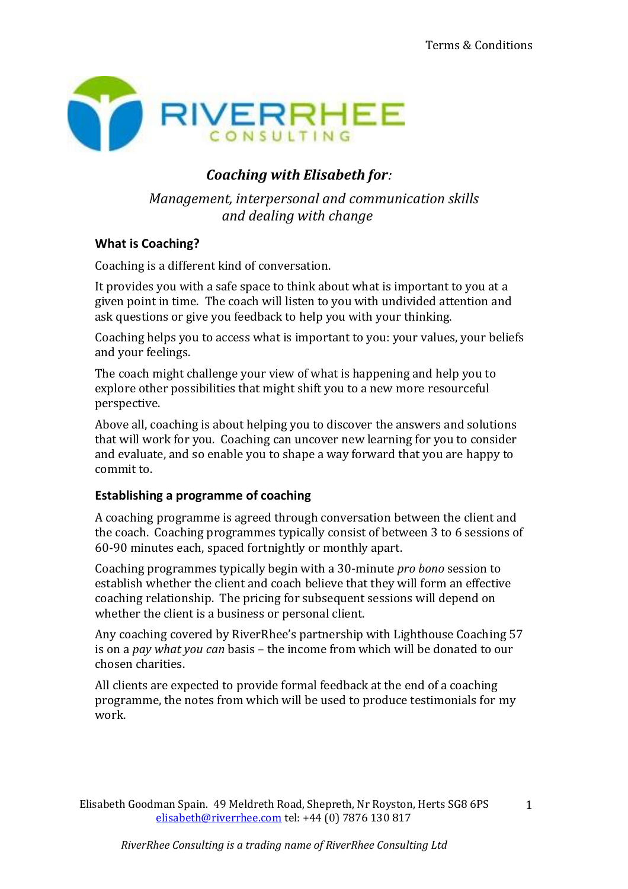## *Coaching with Elisabeth for:*

*Management, interpersonal and communication skills and dealing with change*

### What is Coaching?

Coaching is a different kind of conversation.

It provides you with a safe space to think about what is important to you at a given point in time. The coach will listen to you with undivided attention and ask questions or give you feedback to help you with your thinking.

Coaching helps you to access what is important to you: your values, your beliefs and your feelings.

The coach might challenge your view of what is happening and help you to explore other possibilities that might shift you to a new more resourceful perspective.

Above all, coaching is about helping you to discover the answers and solutions that will work for you. Coaching can uncover new learning for you to consider and evaluate, and so enable you to shape a way forward that you are happy to commit to.

### Establishing a programme of coaching

A coaching programme is agreed through conversation between the client and the coach. Coaching programmes typically consist of between 3 to 6 sessions of 60-90 minutes each, spaced fortnightly or monthly apart.

Coaching programmes typically begin with a 30-minute *pro bono* session to establish whether the client and coach believe that they will form an effective coaching relationship. The pricing for subsequent sessions will depend on whether the client is a business or personal client.

Any coaching covered by RiverRhee's partnership with Lighthouse Coaching 57 is on a *pay what you can* basis – the income from which will be donated to our chosen charities.

All clients are expected to provide formal feedback at the end of a coaching programme, the notes from which will be used to produce testimonials for my work.

Elisabeth Goodman Spain. 49 Meldreth Road, Shepreth, Nr Royston, Herts SG8 6PS
elisabeth@riverrhee.com tel: +44 (0) 7876 130 817

*RiverRhee Consulting is a trading name of RiverRhee Consulting Ltd*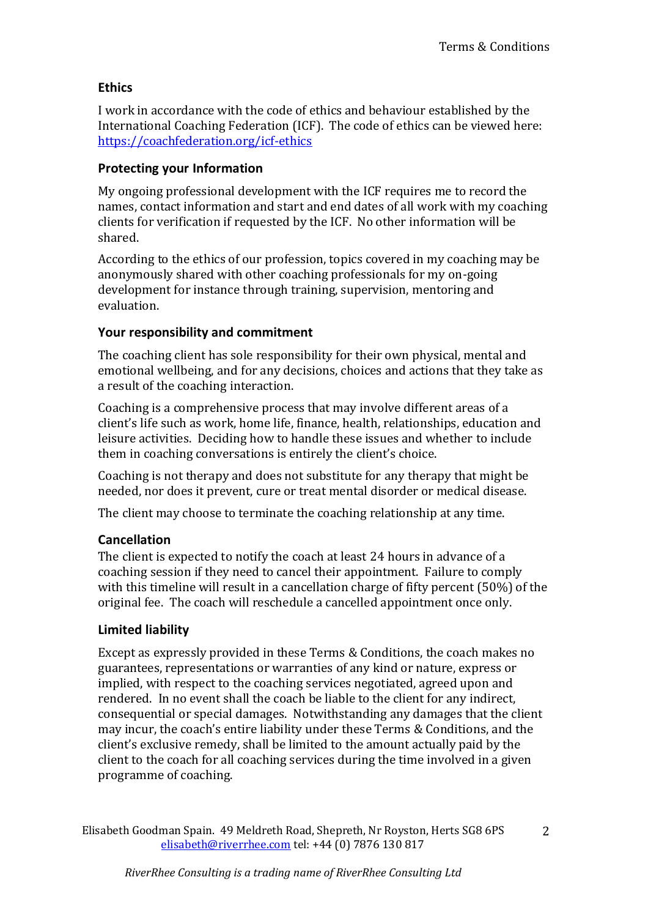### Ethics

I work in accordance with the code of ethics and behaviour established by the International Coaching Federation (ICF). The code of ethics can be viewed here: https://coachfederation.org/icf-ethics

### Protecting your Information

My ongoing professional development with the ICF requires me to record the names, contact information and start and end dates of all work with my coaching clients for verification if requested by the ICF. No other information will be shared.

According to the ethics of our profession, topics covered in my coaching may be anonymously shared with other coaching professionals for my on-going development for instance through training, supervision, mentoring and evaluation.

### Your responsibility and commitment

The coaching client has sole responsibility for their own physical, mental and emotional wellbeing, and for any decisions, choices and actions that they take as a result of the coaching interaction.

Coaching is a comprehensive process that may involve different areas of a client's life such as work, home life, finance, health, relationships, education and leisure activities. Deciding how to handle these issues and whether to include them in coaching conversations is entirely the client's choice.

Coaching is not therapy and does not substitute for any therapy that might be needed, nor does it prevent, cure or treat mental disorder or medical disease.

The client may choose to terminate the coaching relationship at any time.

### Cancellation

The client is expected to notify the coach at least 24 hours in advance of a coaching session if they need to cancel their appointment. Failure to comply with this timeline will result in a cancellation charge of fifty percent (50%) of the original fee. The coach will reschedule a cancelled appointment once only.

### Limited liability

Except as expressly provided in these Terms & Conditions, the coach makes no guarantees, representations or warranties of any kind or nature, express or implied, with respect to the coaching services negotiated, agreed upon and rendered. In no event shall the coach be liable to the client for any indirect, consequential or special damages. Notwithstanding any damages that the client may incur, the coach's entire liability under these Terms & Conditions, and the client's exclusive remedy, shall be limited to the amount actually paid by the client to the coach for all coaching services during the time involved in a given programme of coaching.